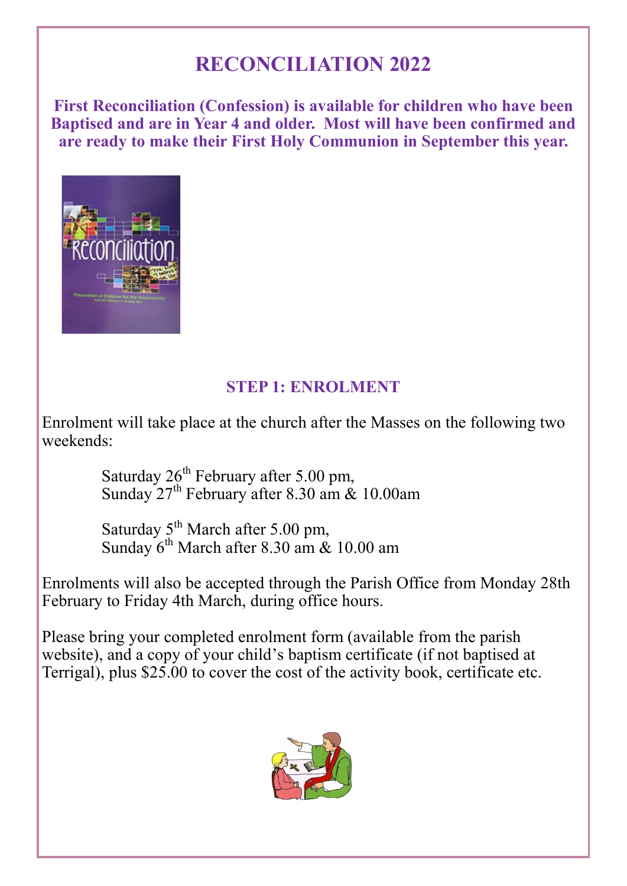# RECONCILIATION 2022

**First Reconciliation (Confession) is available for children who have been Baptised and are in Year 4 and older. Most will have been confirmed and are ready to make their First Holy Communion in September this year.**

## STEP 1: ENROLMENT

Enrolment will take place at the church after the Masses on the following two weekends:

Saturday 26th February after 5.00 pm,
Sunday 27th February after 8.30 am & 10.00am

Saturday 5th March after 5.00 pm,
Sunday 6th March after 8.30 am & 10.00 am

Enrolments will also be accepted through the Parish Office from Monday 28th February to Friday 4th March, during office hours.

Please bring your completed enrolment form (available from the parish website), and a copy of your child's baptism certificate (if not baptised at Terrigal), plus $25.00 to cover the cost of the activity book, certificate etc.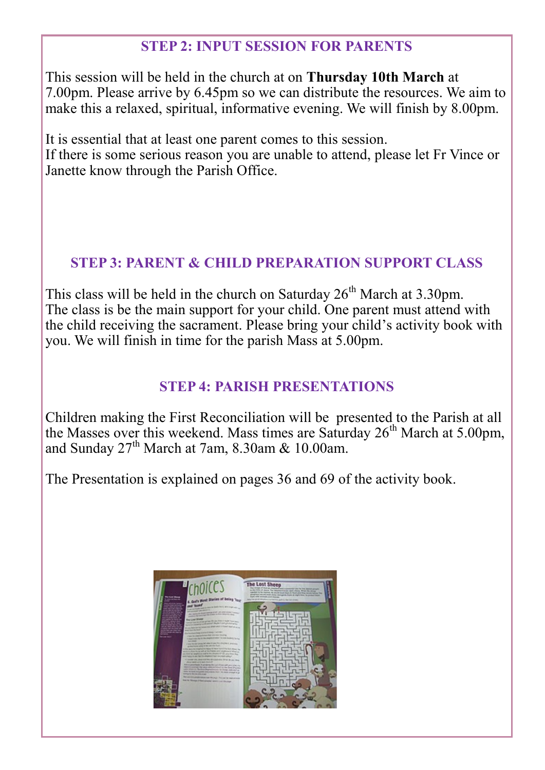## STEP 2: INPUT SESSION FOR PARENTS

This session will be held in the church at on **Thursday 10th March** at 7.00pm. Please arrive by 6.45pm so we can distribute the resources. We aim to make this a relaxed, spiritual, informative evening. We will finish by 8.00pm.

It is essential that at least one parent comes to this session.
If there is some serious reason you are unable to attend, please let Fr Vince or Janette know through the Parish Office.

## STEP 3: PARENT & CHILD PREPARATION SUPPORT CLASS

This class will be held in the church on Saturday 26th March at 3.30pm.
The class is be the main support for your child. One parent must attend with the child receiving the sacrament. Please bring your child's activity book with you. We will finish in time for the parish Mass at 5.00pm.

## STEP 4: PARISH PRESENTATIONS

Children making the First Reconciliation will be presented to the Parish at all the Masses over this weekend. Mass times are Saturday 26th March at 5.00pm, and Sunday 27th March at 7am, 8.30am & 10.00am.

The Presentation is explained on pages 36 and 69 of the activity book.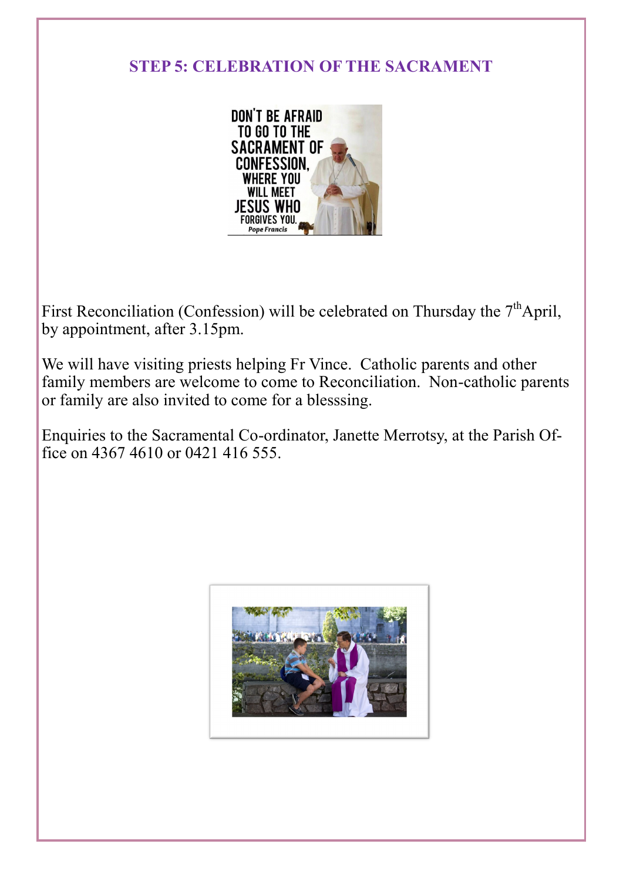## STEP 5: CELEBRATION OF THE SACRAMENT

First Reconciliation (Confession) will be celebrated on Thursday the 7th April, by appointment, after 3.15pm.

We will have visiting priests helping Fr Vince. Catholic parents and other family members are welcome to come to Reconciliation. Non-catholic parents or family are also invited to come for a blesssing.

Enquiries to the Sacramental Co-ordinator, Janette Merrotsy, at the Parish Office on 4367 4610 or 0421 416 555.